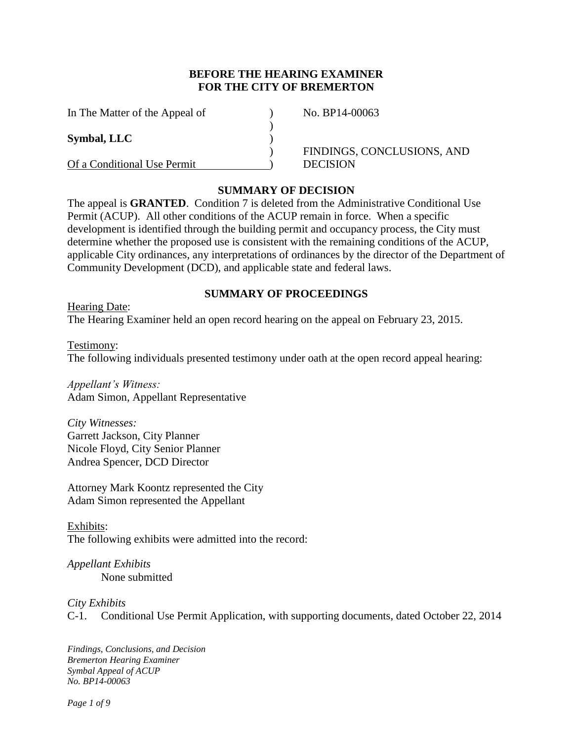**BEFORE THE HEARING EXAMINER**
**FOR THE CITY OF BREMERTON**

| | | |
|---|---|---|
| In The Matter of the Appeal of | ) | No. BP14-00063 |
| | ) | |
| **Symbal, LLC** | ) | |
| | ) | FINDINGS, CONCLUSIONS, AND |
| Of a Conditional Use Permit | ) | DECISION |

## SUMMARY OF DECISION

The appeal is **GRANTED**. Condition 7 is deleted from the Administrative Conditional Use Permit (ACUP). All other conditions of the ACUP remain in force. When a specific development is identified through the building permit and occupancy process, the City must determine whether the proposed use is consistent with the remaining conditions of the ACUP, applicable City ordinances, any interpretations of ordinances by the director of the Department of Community Development (DCD), and applicable state and federal laws.

## SUMMARY OF PROCEEDINGS

Hearing Date:
The Hearing Examiner held an open record hearing on the appeal on February 23, 2015.

Testimony:
The following individuals presented testimony under oath at the open record appeal hearing:

*Appellant's Witness:*
Adam Simon, Appellant Representative

*City Witnesses:*
Garrett Jackson, City Planner
Nicole Floyd, City Senior Planner
Andrea Spencer, DCD Director

Attorney Mark Koontz represented the City
Adam Simon represented the Appellant

Exhibits:
The following exhibits were admitted into the record:

*Appellant Exhibits*
None submitted

*City Exhibits*
C-1. Conditional Use Permit Application, with supporting documents, dated October 22, 2014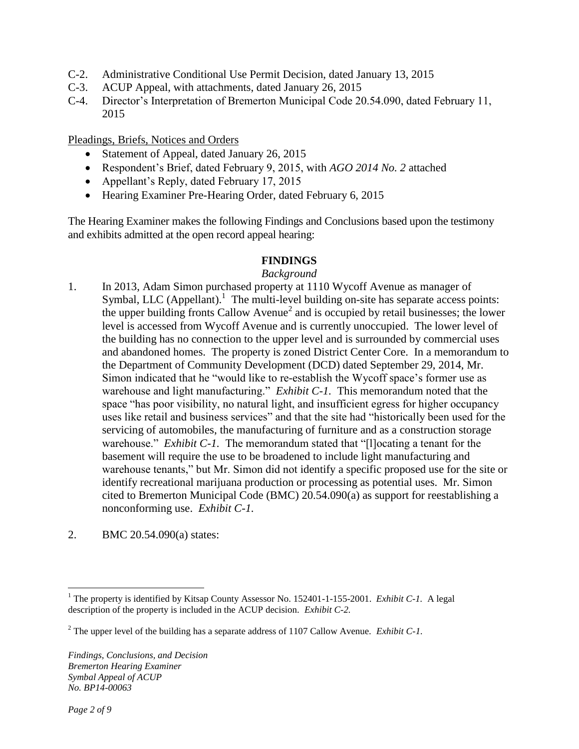C-2. Administrative Conditional Use Permit Decision, dated January 13, 2015
C-3. ACUP Appeal, with attachments, dated January 26, 2015
C-4. Director's Interpretation of Bremerton Municipal Code 20.54.090, dated February 11, 2015

Pleadings, Briefs, Notices and Orders

- Statement of Appeal, dated January 26, 2015
- Respondent's Brief, dated February 9, 2015, with *AGO 2014 No. 2* attached
- Appellant's Reply, dated February 17, 2015
- Hearing Examiner Pre-Hearing Order, dated February 6, 2015

The Hearing Examiner makes the following Findings and Conclusions based upon the testimony and exhibits admitted at the open record appeal hearing:

## FINDINGS

*Background*

1. In 2013, Adam Simon purchased property at 1110 Wycoff Avenue as manager of Symbal, LLC (Appellant).[1] The multi-level building on-site has separate access points: the upper building fronts Callow Avenue[2] and is occupied by retail businesses; the lower level is accessed from Wycoff Avenue and is currently unoccupied. The lower level of the building has no connection to the upper level and is surrounded by commercial uses and abandoned homes. The property is zoned District Center Core. In a memorandum to the Department of Community Development (DCD) dated September 29, 2014, Mr. Simon indicated that he "would like to re-establish the Wycoff space's former use as warehouse and light manufacturing." *Exhibit C-1.* This memorandum noted that the space "has poor visibility, no natural light, and insufficient egress for higher occupancy uses like retail and business services" and that the site had "historically been used for the servicing of automobiles, the manufacturing of furniture and as a construction storage warehouse." *Exhibit C-1.* The memorandum stated that "[l]ocating a tenant for the basement will require the use to be broadened to include light manufacturing and warehouse tenants," but Mr. Simon did not identify a specific proposed use for the site or identify recreational marijuana production or processing as potential uses. Mr. Simon cited to Bremerton Municipal Code (BMC) 20.54.090(a) as support for reestablishing a nonconforming use. *Exhibit C-1.*

2. BMC 20.54.090(a) states:

---

[1] The property is identified by Kitsap County Assessor No. 152401-1-155-2001. *Exhibit C-1.* A legal description of the property is included in the ACUP decision. *Exhibit C-2.*

[2] The upper level of the building has a separate address of 1107 Callow Avenue. *Exhibit C-1.*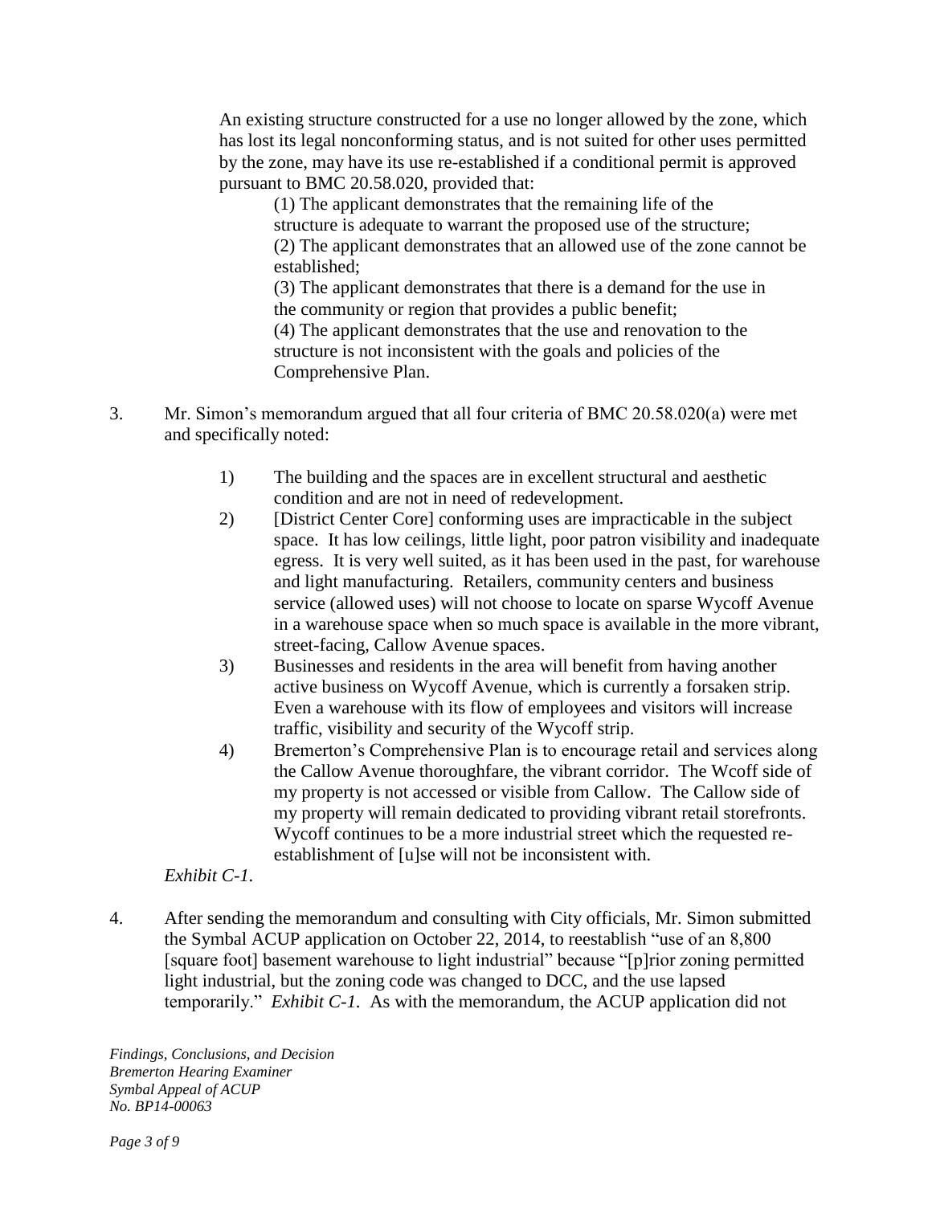> An existing structure constructed for a use no longer allowed by the zone, which has lost its legal nonconforming status, and is not suited for other uses permitted by the zone, may have its use re-established if a conditional permit is approved pursuant to BMC 20.58.020, provided that:
>
> (1) The applicant demonstrates that the remaining life of the structure is adequate to warrant the proposed use of the structure;
> (2) The applicant demonstrates that an allowed use of the zone cannot be established;
> (3) The applicant demonstrates that there is a demand for the use in the community or region that provides a public benefit;
> (4) The applicant demonstrates that the use and renovation to the structure is not inconsistent with the goals and policies of the Comprehensive Plan.

3. Mr. Simon's memorandum argued that all four criteria of BMC 20.58.020(a) were met and specifically noted:

   > 1) The building and the spaces are in excellent structural and aesthetic condition and are not in need of redevelopment.
   > 2) [District Center Core] conforming uses are impracticable in the subject space. It has low ceilings, little light, poor patron visibility and inadequate egress. It is very well suited, as it has been used in the past, for warehouse and light manufacturing. Retailers, community centers and business service (allowed uses) will not choose to locate on sparse Wycoff Avenue in a warehouse space when so much space is available in the more vibrant, street-facing, Callow Avenue spaces.
   > 3) Businesses and residents in the area will benefit from having another active business on Wycoff Avenue, which is currently a forsaken strip. Even a warehouse with its flow of employees and visitors will increase traffic, visibility and security of the Wycoff strip.
   > 4) Bremerton's Comprehensive Plan is to encourage retail and services along the Callow Avenue thoroughfare, the vibrant corridor. The Wcoff side of my property is not accessed or visible from Callow. The Callow side of my property will remain dedicated to providing vibrant retail storefronts. Wycoff continues to be a more industrial street which the requested re-establishment of [u]se will not be inconsistent with.

   *Exhibit C-1.*

4. After sending the memorandum and consulting with City officials, Mr. Simon submitted the Symbal ACUP application on October 22, 2014, to reestablish "use of an 8,800 [square foot] basement warehouse to light industrial" because "[p]rior zoning permitted light industrial, but the zoning code was changed to DCC, and the use lapsed temporarily." *Exhibit C-1.* As with the memorandum, the ACUP application did not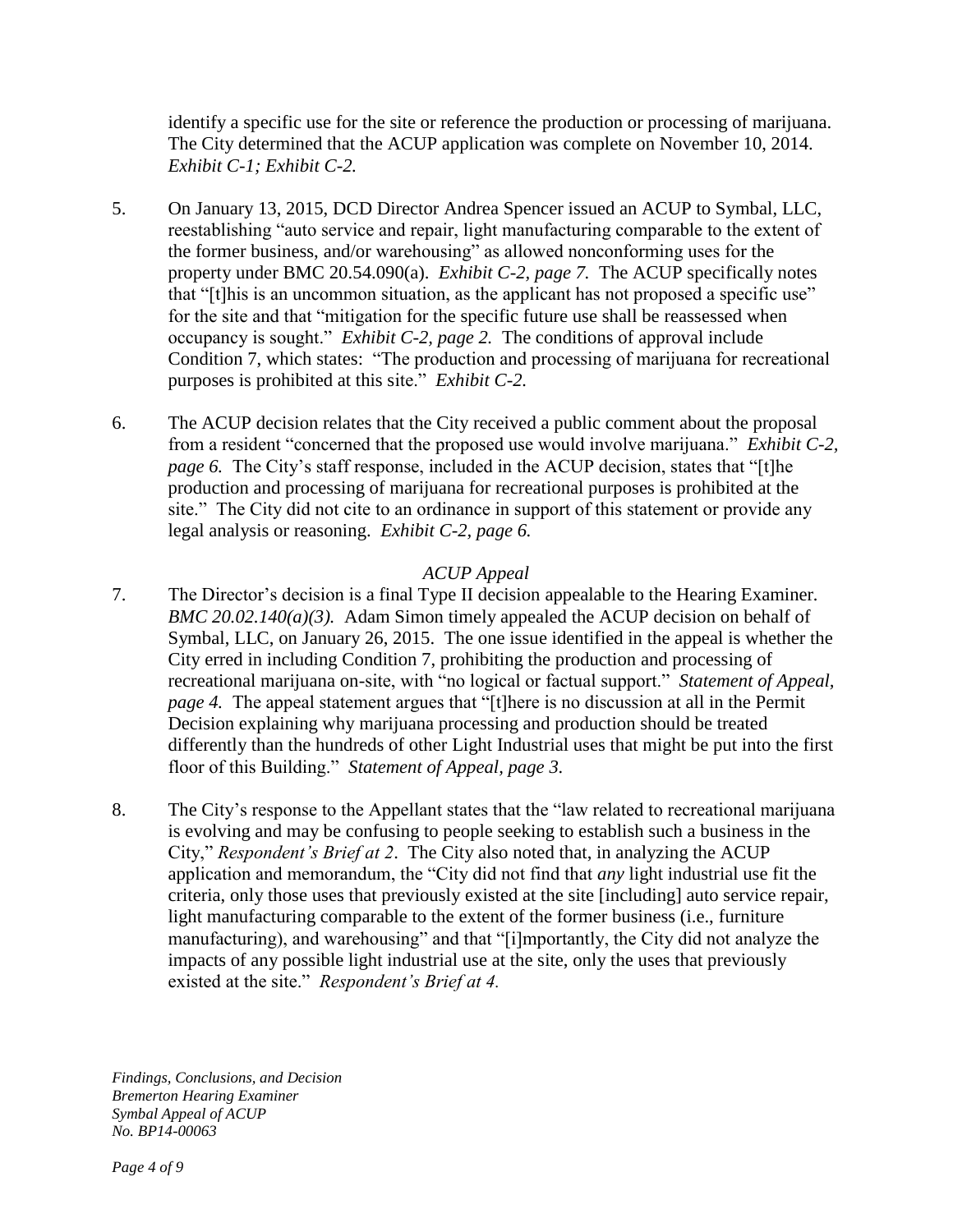identify a specific use for the site or reference the production or processing of marijuana. The City determined that the ACUP application was complete on November 10, 2014. *Exhibit C-1; Exhibit C-2.*

5. On January 13, 2015, DCD Director Andrea Spencer issued an ACUP to Symbal, LLC, reestablishing "auto service and repair, light manufacturing comparable to the extent of the former business, and/or warehousing" as allowed nonconforming uses for the property under BMC 20.54.090(a). *Exhibit C-2, page 7.* The ACUP specifically notes that "[t]his is an uncommon situation, as the applicant has not proposed a specific use" for the site and that "mitigation for the specific future use shall be reassessed when occupancy is sought." *Exhibit C-2, page 2.* The conditions of approval include Condition 7, which states: "The production and processing of marijuana for recreational purposes is prohibited at this site." *Exhibit C-2.*

6. The ACUP decision relates that the City received a public comment about the proposal from a resident "concerned that the proposed use would involve marijuana." *Exhibit C-2, page 6.* The City's staff response, included in the ACUP decision, states that "[t]he production and processing of marijuana for recreational purposes is prohibited at the site." The City did not cite to an ordinance in support of this statement or provide any legal analysis or reasoning. *Exhibit C-2, page 6.*

*ACUP Appeal*

7. The Director's decision is a final Type II decision appealable to the Hearing Examiner. *BMC 20.02.140(a)(3).* Adam Simon timely appealed the ACUP decision on behalf of Symbal, LLC, on January 26, 2015. The one issue identified in the appeal is whether the City erred in including Condition 7, prohibiting the production and processing of recreational marijuana on-site, with "no logical or factual support." *Statement of Appeal, page 4.* The appeal statement argues that "[t]here is no discussion at all in the Permit Decision explaining why marijuana processing and production should be treated differently than the hundreds of other Light Industrial uses that might be put into the first floor of this Building." *Statement of Appeal, page 3.*

8. The City's response to the Appellant states that the "law related to recreational marijuana is evolving and may be confusing to people seeking to establish such a business in the City," *Respondent's Brief at 2*. The City also noted that, in analyzing the ACUP application and memorandum, the "City did not find that *any* light industrial use fit the criteria, only those uses that previously existed at the site [including] auto service repair, light manufacturing comparable to the extent of the former business (i.e., furniture manufacturing), and warehousing" and that "[i]mportantly, the City did not analyze the impacts of any possible light industrial use at the site, only the uses that previously existed at the site." *Respondent's Brief at 4.*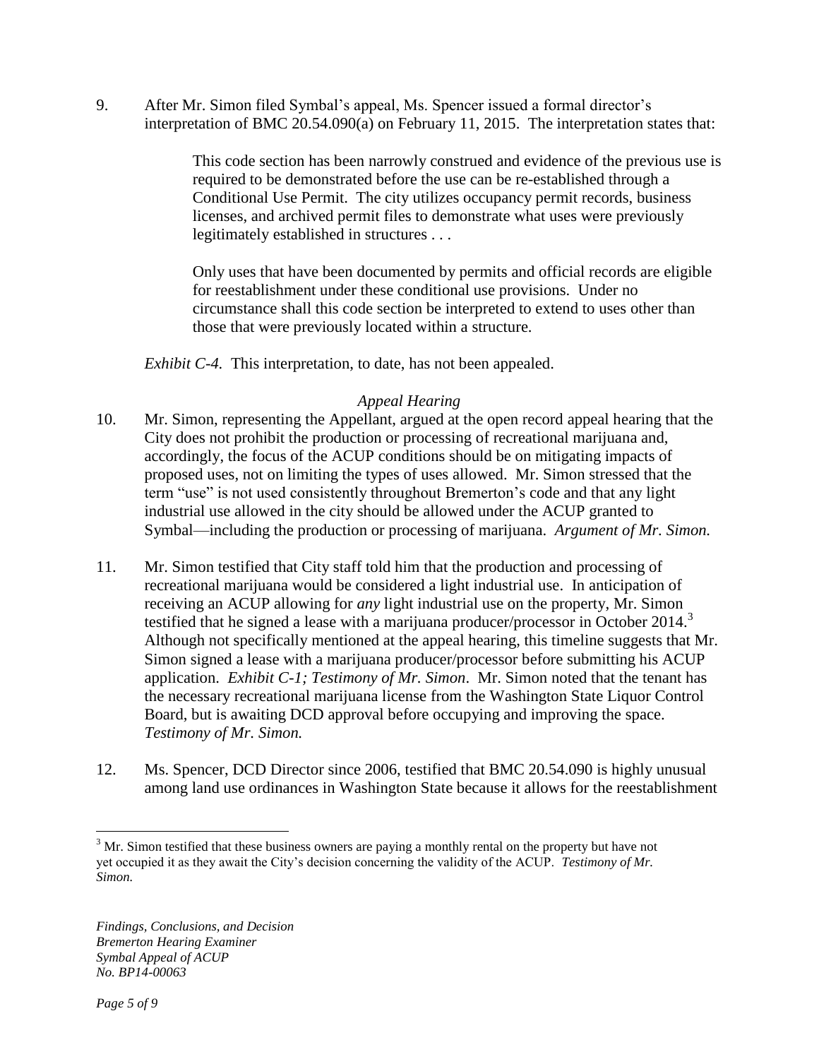9. After Mr. Simon filed Symbal's appeal, Ms. Spencer issued a formal director's interpretation of BMC 20.54.090(a) on February 11, 2015. The interpretation states that:

> This code section has been narrowly construed and evidence of the previous use is required to be demonstrated before the use can be re-established through a Conditional Use Permit. The city utilizes occupancy permit records, business licenses, and archived permit files to demonstrate what uses were previously legitimately established in structures . . .
>
> Only uses that have been documented by permits and official records are eligible for reestablishment under these conditional use provisions. Under no circumstance shall this code section be interpreted to extend to uses other than those that were previously located within a structure.

*Exhibit C-4.* This interpretation, to date, has not been appealed.

### *Appeal Hearing*

10. Mr. Simon, representing the Appellant, argued at the open record appeal hearing that the City does not prohibit the production or processing of recreational marijuana and, accordingly, the focus of the ACUP conditions should be on mitigating impacts of proposed uses, not on limiting the types of uses allowed. Mr. Simon stressed that the term "use" is not used consistently throughout Bremerton's code and that any light industrial use allowed in the city should be allowed under the ACUP granted to Symbal—including the production or processing of marijuana. *Argument of Mr. Simon.*

11. Mr. Simon testified that City staff told him that the production and processing of recreational marijuana would be considered a light industrial use. In anticipation of receiving an ACUP allowing for *any* light industrial use on the property, Mr. Simon testified that he signed a lease with a marijuana producer/processor in October 2014.[3] Although not specifically mentioned at the appeal hearing, this timeline suggests that Mr. Simon signed a lease with a marijuana producer/processor before submitting his ACUP application. *Exhibit C-1; Testimony of Mr. Simon*. Mr. Simon noted that the tenant has the necessary recreational marijuana license from the Washington State Liquor Control Board, but is awaiting DCD approval before occupying and improving the space. *Testimony of Mr. Simon.*

12. Ms. Spencer, DCD Director since 2006, testified that BMC 20.54.090 is highly unusual among land use ordinances in Washington State because it allows for the reestablishment

---

[3] Mr. Simon testified that these business owners are paying a monthly rental on the property but have not yet occupied it as they await the City's decision concerning the validity of the ACUP. *Testimony of Mr. Simon.*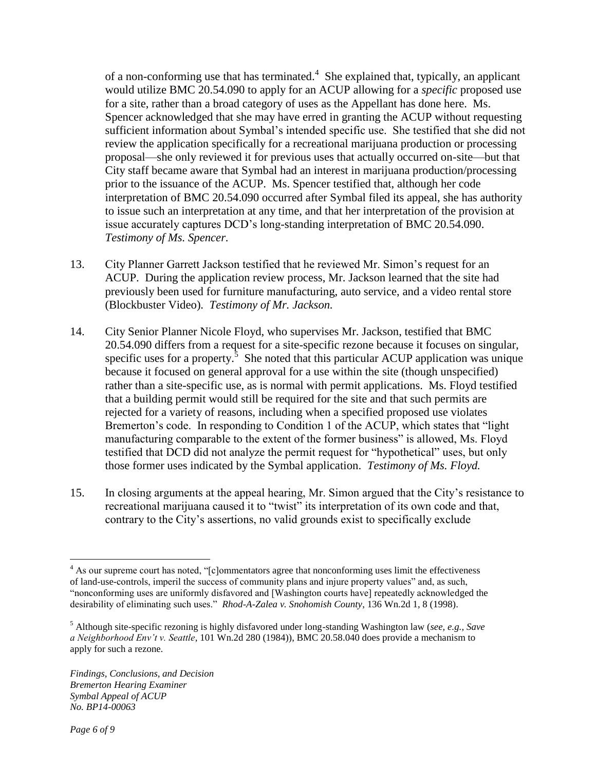of a non-conforming use that has terminated.[4] She explained that, typically, an applicant would utilize BMC 20.54.090 to apply for an ACUP allowing for a *specific* proposed use for a site, rather than a broad category of uses as the Appellant has done here. Ms. Spencer acknowledged that she may have erred in granting the ACUP without requesting sufficient information about Symbal's intended specific use. She testified that she did not review the application specifically for a recreational marijuana production or processing proposal—she only reviewed it for previous uses that actually occurred on-site—but that City staff became aware that Symbal had an interest in marijuana production/processing prior to the issuance of the ACUP. Ms. Spencer testified that, although her code interpretation of BMC 20.54.090 occurred after Symbal filed its appeal, she has authority to issue such an interpretation at any time, and that her interpretation of the provision at issue accurately captures DCD's long-standing interpretation of BMC 20.54.090. *Testimony of Ms. Spencer.*

13. City Planner Garrett Jackson testified that he reviewed Mr. Simon's request for an ACUP. During the application review process, Mr. Jackson learned that the site had previously been used for furniture manufacturing, auto service, and a video rental store (Blockbuster Video). *Testimony of Mr. Jackson.*

14. City Senior Planner Nicole Floyd, who supervises Mr. Jackson, testified that BMC 20.54.090 differs from a request for a site-specific rezone because it focuses on singular, specific uses for a property.[5] She noted that this particular ACUP application was unique because it focused on general approval for a use within the site (though unspecified) rather than a site-specific use, as is normal with permit applications. Ms. Floyd testified that a building permit would still be required for the site and that such permits are rejected for a variety of reasons, including when a specified proposed use violates Bremerton's code. In responding to Condition 1 of the ACUP, which states that "light manufacturing comparable to the extent of the former business" is allowed, Ms. Floyd testified that DCD did not analyze the permit request for "hypothetical" uses, but only those former uses indicated by the Symbal application. *Testimony of Ms. Floyd.*

15. In closing arguments at the appeal hearing, Mr. Simon argued that the City's resistance to recreational marijuana caused it to "twist" its interpretation of its own code and that, contrary to the City's assertions, no valid grounds exist to specifically exclude

---

[4] As our supreme court has noted, "[c]ommentators agree that nonconforming uses limit the effectiveness of land-use-controls, imperil the success of community plans and injure property values" and, as such, "nonconforming uses are uniformly disfavored and [Washington courts have] repeatedly acknowledged the desirability of eliminating such uses." *Rhod-A-Zalea v. Snohomish County*, 136 Wn.2d 1, 8 (1998).

[5] Although site-specific rezoning is highly disfavored under long-standing Washington law (*see, e.g., Save a Neighborhood Env't v. Seattle*, 101 Wn.2d 280 (1984)), BMC 20.58.040 does provide a mechanism to apply for such a rezone.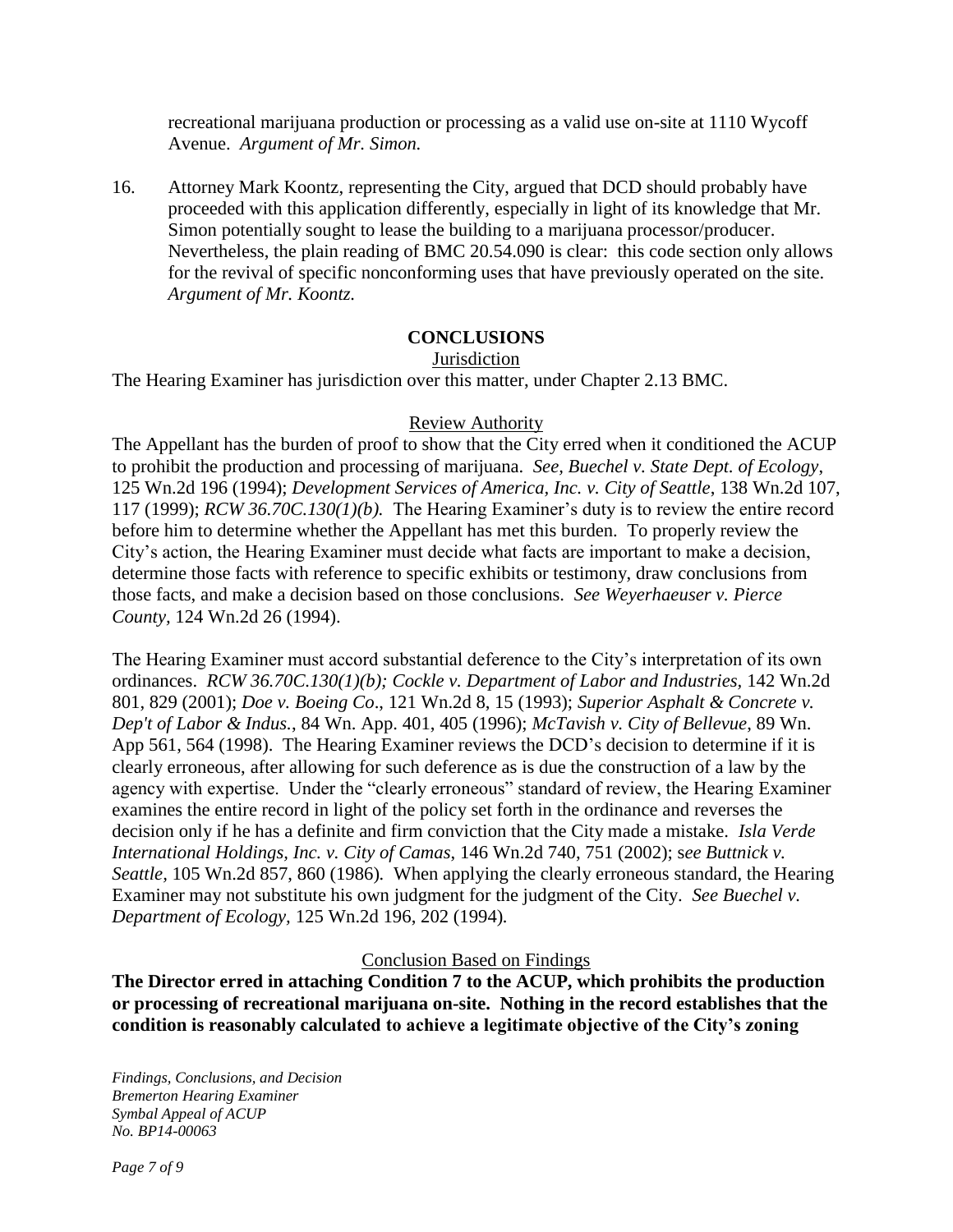recreational marijuana production or processing as a valid use on-site at 1110 Wycoff Avenue. *Argument of Mr. Simon.*

16. Attorney Mark Koontz, representing the City, argued that DCD should probably have proceeded with this application differently, especially in light of its knowledge that Mr. Simon potentially sought to lease the building to a marijuana processor/producer. Nevertheless, the plain reading of BMC 20.54.090 is clear: this code section only allows for the revival of specific nonconforming uses that have previously operated on the site. *Argument of Mr. Koontz.*

## CONCLUSIONS

### Jurisdiction

The Hearing Examiner has jurisdiction over this matter, under Chapter 2.13 BMC.

### Review Authority

The Appellant has the burden of proof to show that the City erred when it conditioned the ACUP to prohibit the production and processing of marijuana. *See*, *Buechel v. State Dept. of Ecology*, 125 Wn.2d 196 (1994); *Development Services of America, Inc. v. City of Seattle*, 138 Wn.2d 107, 117 (1999); *RCW 36.70C.130(1)(b).* The Hearing Examiner's duty is to review the entire record before him to determine whether the Appellant has met this burden. To properly review the City's action, the Hearing Examiner must decide what facts are important to make a decision, determine those facts with reference to specific exhibits or testimony, draw conclusions from those facts, and make a decision based on those conclusions. *See Weyerhaeuser v. Pierce County,* 124 Wn.2d 26 (1994).

The Hearing Examiner must accord substantial deference to the City's interpretation of its own ordinances. *RCW 36.70C.130(1)(b); Cockle v. Department of Labor and Industries*, 142 Wn.2d 801, 829 (2001); *Doe v. Boeing Co*., 121 Wn.2d 8, 15 (1993); *Superior Asphalt & Concrete v. Dep't of Labor & Indus.*, 84 Wn. App. 401, 405 (1996); *McTavish v. City of Bellevue*, 89 Wn. App 561, 564 (1998). The Hearing Examiner reviews the DCD's decision to determine if it is clearly erroneous, after allowing for such deference as is due the construction of a law by the agency with expertise. Under the "clearly erroneous" standard of review, the Hearing Examiner examines the entire record in light of the policy set forth in the ordinance and reverses the decision only if he has a definite and firm conviction that the City made a mistake. *Isla Verde International Holdings, Inc. v. City of Camas*, 146 Wn.2d 740, 751 (2002); s*ee Buttnick v. Seattle*, 105 Wn.2d 857, 860 (1986). When applying the clearly erroneous standard, the Hearing Examiner may not substitute his own judgment for the judgment of the City. *See Buechel v. Department of Ecology*, 125 Wn.2d 196, 202 (1994).

### Conclusion Based on Findings

**The Director erred in attaching Condition 7 to the ACUP, which prohibits the production or processing of recreational marijuana on-site. Nothing in the record establishes that the condition is reasonably calculated to achieve a legitimate objective of the City's zoning**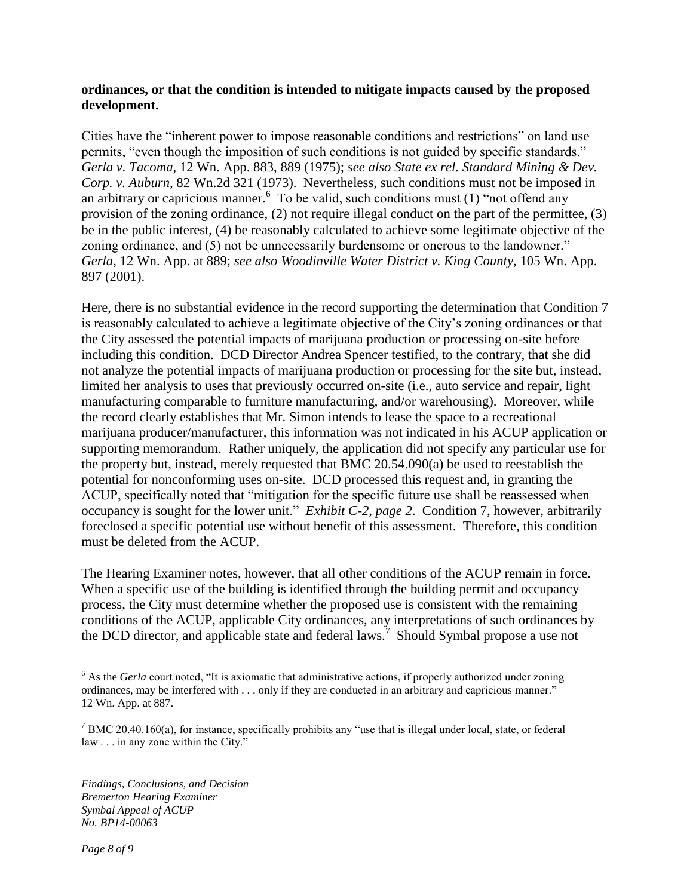**ordinances, or that the condition is intended to mitigate impacts caused by the proposed development.**

Cities have the "inherent power to impose reasonable conditions and restrictions" on land use permits, "even though the imposition of such conditions is not guided by specific standards." *Gerla v. Tacoma*, 12 Wn. App. 883, 889 (1975); *see also State ex rel. Standard Mining & Dev. Corp. v. Auburn*, 82 Wn.2d 321 (1973). Nevertheless, such conditions must not be imposed in an arbitrary or capricious manner.[6] To be valid, such conditions must (1) "not offend any provision of the zoning ordinance, (2) not require illegal conduct on the part of the permittee, (3) be in the public interest, (4) be reasonably calculated to achieve some legitimate objective of the zoning ordinance, and (5) not be unnecessarily burdensome or onerous to the landowner." *Gerla*, 12 Wn. App. at 889; *see also Woodinville Water District v. King County*, 105 Wn. App. 897 (2001).

Here, there is no substantial evidence in the record supporting the determination that Condition 7 is reasonably calculated to achieve a legitimate objective of the City's zoning ordinances or that the City assessed the potential impacts of marijuana production or processing on-site before including this condition. DCD Director Andrea Spencer testified, to the contrary, that she did not analyze the potential impacts of marijuana production or processing for the site but, instead, limited her analysis to uses that previously occurred on-site (i.e., auto service and repair, light manufacturing comparable to furniture manufacturing, and/or warehousing). Moreover, while the record clearly establishes that Mr. Simon intends to lease the space to a recreational marijuana producer/manufacturer, this information was not indicated in his ACUP application or supporting memorandum. Rather uniquely, the application did not specify any particular use for the property but, instead, merely requested that BMC 20.54.090(a) be used to reestablish the potential for nonconforming uses on-site. DCD processed this request and, in granting the ACUP, specifically noted that "mitigation for the specific future use shall be reassessed when occupancy is sought for the lower unit." *Exhibit C-2, page 2*. Condition 7, however, arbitrarily foreclosed a specific potential use without benefit of this assessment. Therefore, this condition must be deleted from the ACUP.

The Hearing Examiner notes, however, that all other conditions of the ACUP remain in force. When a specific use of the building is identified through the building permit and occupancy process, the City must determine whether the proposed use is consistent with the remaining conditions of the ACUP, applicable City ordinances, any interpretations of such ordinances by the DCD director, and applicable state and federal laws.[7] Should Symbal propose a use not

---

[6] As the *Gerla* court noted, "It is axiomatic that administrative actions, if properly authorized under zoning ordinances, may be interfered with . . . only if they are conducted in an arbitrary and capricious manner." 12 Wn. App. at 887.

[7] BMC 20.40.160(a), for instance, specifically prohibits any "use that is illegal under local, state, or federal law . . . in any zone within the City."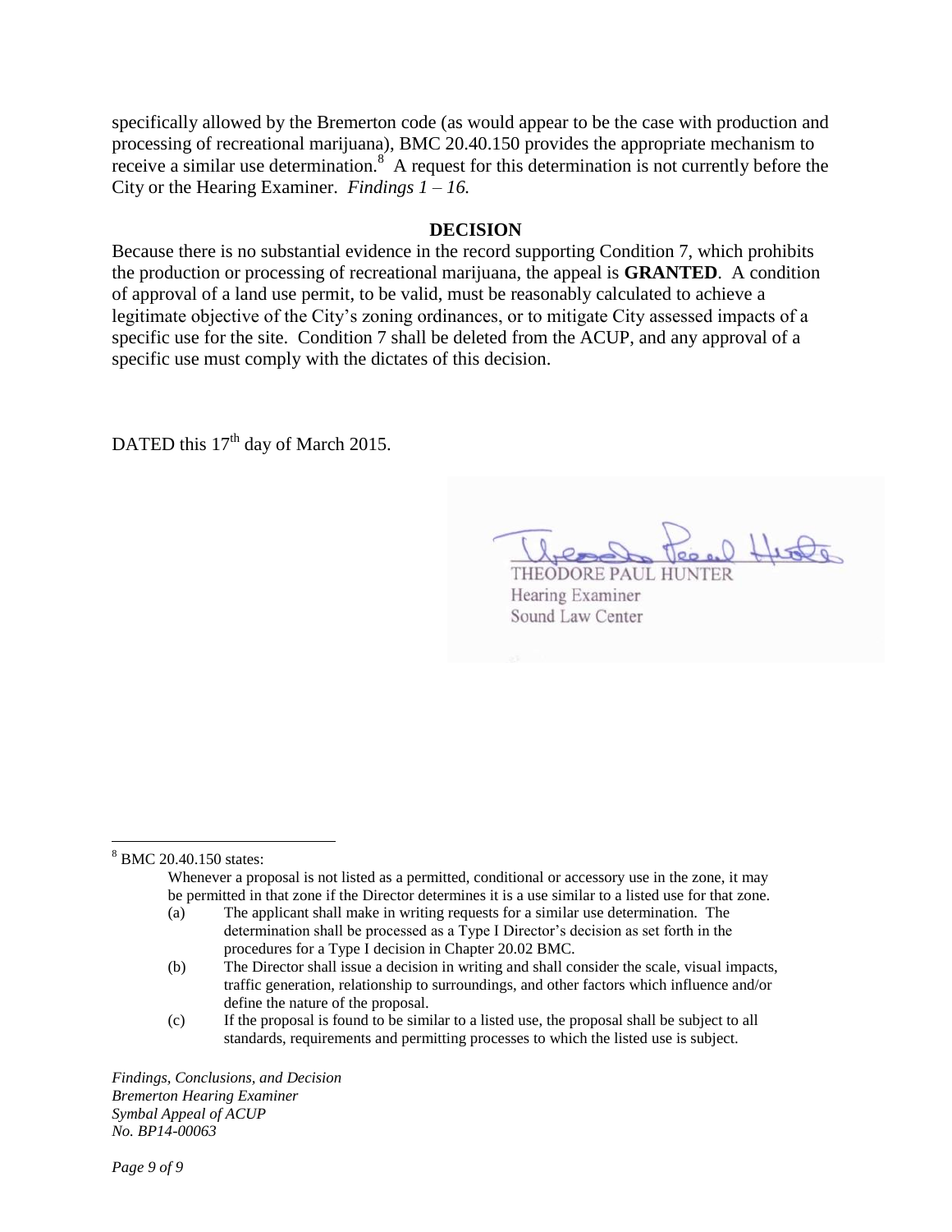specifically allowed by the Bremerton code (as would appear to be the case with production and processing of recreational marijuana), BMC 20.40.150 provides the appropriate mechanism to receive a similar use determination.[8] A request for this determination is not currently before the City or the Hearing Examiner. *Findings 1 – 16.*

## DECISION

Because there is no substantial evidence in the record supporting Condition 7, which prohibits the production or processing of recreational marijuana, the appeal is **GRANTED**. A condition of approval of a land use permit, to be valid, must be reasonably calculated to achieve a legitimate objective of the City's zoning ordinances, or to mitigate City assessed impacts of a specific use for the site. Condition 7 shall be deleted from the ACUP, and any approval of a specific use must comply with the dictates of this decision.

DATED this 17th day of March 2015.

THEODORE PAUL HUNTER
Hearing Examiner
Sound Law Center

---

[8] BMC 20.40.150 states:

> Whenever a proposal is not listed as a permitted, conditional or accessory use in the zone, it may be permitted in that zone if the Director determines it is a use similar to a listed use for that zone.
>
> (a) The applicant shall make in writing requests for a similar use determination. The determination shall be processed as a Type I Director's decision as set forth in the procedures for a Type I decision in Chapter 20.02 BMC.
>
> (b) The Director shall issue a decision in writing and shall consider the scale, visual impacts, traffic generation, relationship to surroundings, and other factors which influence and/or define the nature of the proposal.
>
> (c) If the proposal is found to be similar to a listed use, the proposal shall be subject to all standards, requirements and permitting processes to which the listed use is subject.